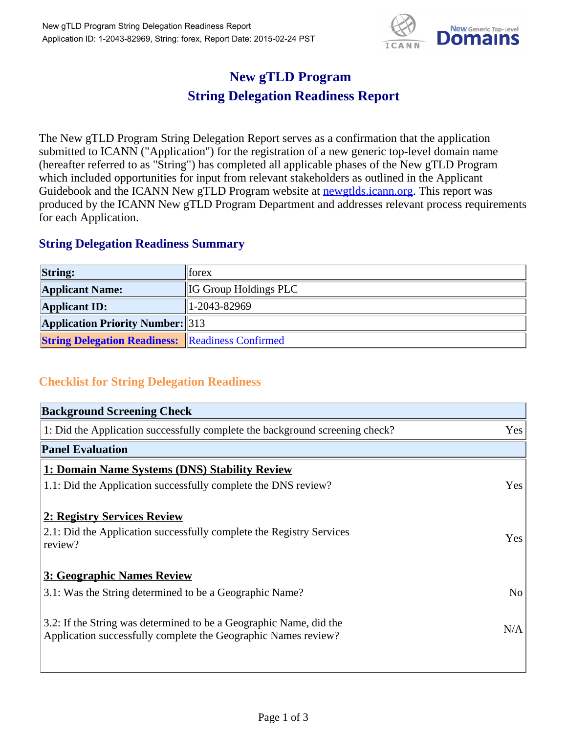# New gTLD Program
# String Delegation Readiness Report

The New gTLD Program String Delegation Report serves as a confirmation that the application submitted to ICANN ("Application") for the registration of a new generic top-level domain name (hereafter referred to as "String") has completed all applicable phases of the New gTLD Program which included opportunities for input from relevant stakeholders as outlined in the Applicant Guidebook and the ICANN New gTLD Program website at newgtlds.icann.org. This report was produced by the ICANN New gTLD Program Department and addresses relevant process requirements for each Application.

## String Delegation Readiness Summary

| | |
|---|---|
| **String:** | forex |
| **Applicant Name:** | IG Group Holdings PLC |
| **Applicant ID:** | 1-2043-82969 |
| **Application Priority Number:** | 313 |
| **String Delegation Readiness:** | Readiness Confirmed |

## Checklist for String Delegation Readiness

| **Background Screening Check** | |
|---|---|
| 1: Did the Application successfully complete the background screening check? | Yes |
| **Panel Evaluation** | |
| **1: Domain Name Systems (DNS) Stability Review** | |
| 1.1: Did the Application successfully complete the DNS review? | Yes |
| **2: Registry Services Review** | |
| 2.1: Did the Application successfully complete the Registry Services review? | Yes |
| **3: Geographic Names Review** | |
| 3.1: Was the String determined to be a Geographic Name? | No |
| 3.2: If the String was determined to be a Geographic Name, did the Application successfully complete the Geographic Names review? | N/A |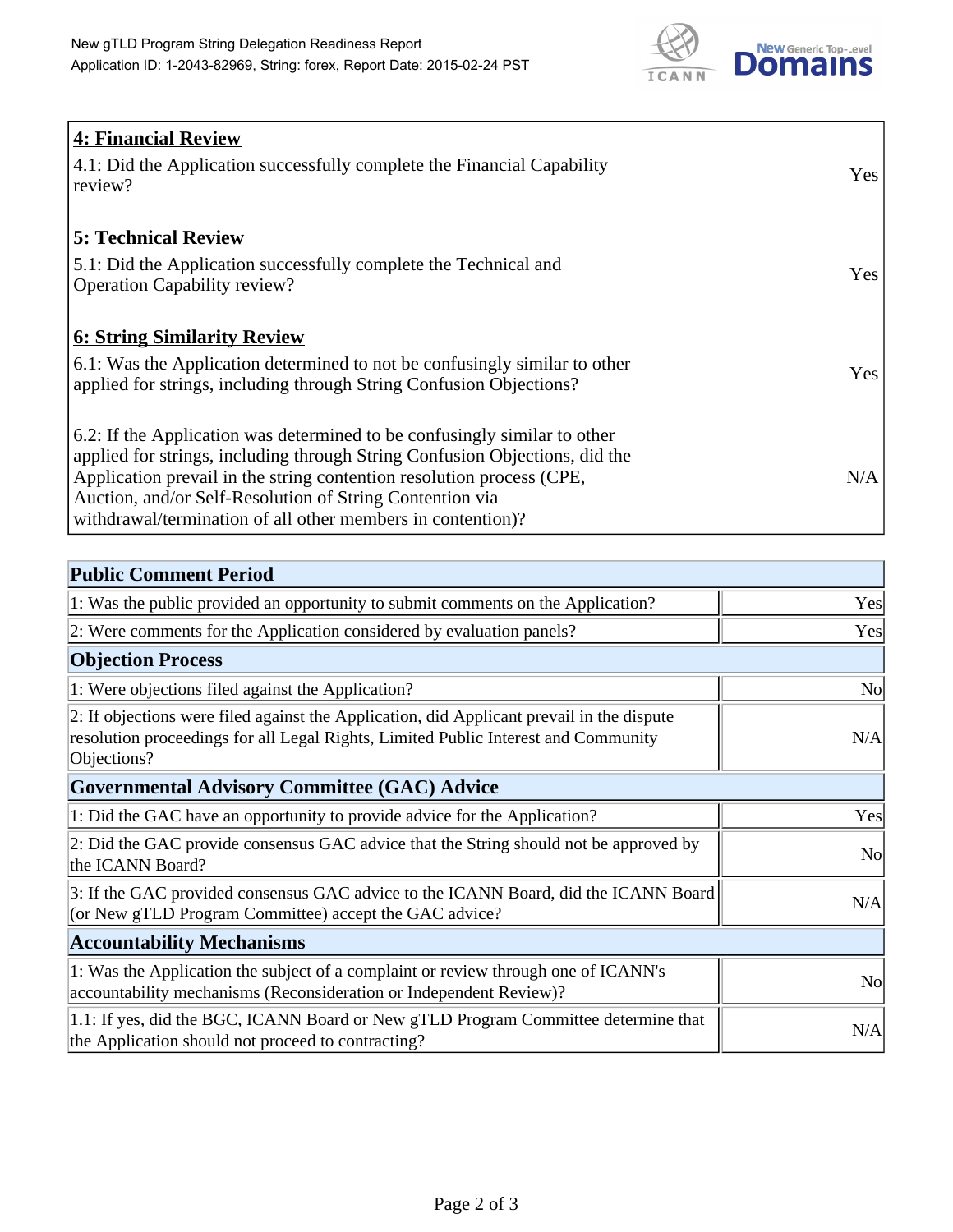| 4: Financial Review | |
|---|---|
| 4.1: Did the Application successfully complete the Financial Capability review? | Yes |
| **5: Technical Review** | |
| 5.1: Did the Application successfully complete the Technical and Operation Capability review? | Yes |
| **6: String Similarity Review** | |
| 6.1: Was the Application determined to not be confusingly similar to other applied for strings, including through String Confusion Objections? | Yes |
| 6.2: If the Application was determined to be confusingly similar to other applied for strings, including through String Confusion Objections, did the Application prevail in the string contention resolution process (CPE, Auction, and/or Self-Resolution of String Contention via withdrawal/termination of all other members in contention)? | N/A |

| Public Comment Period | |
|---|---|
| 1: Was the public provided an opportunity to submit comments on the Application? | Yes |
| 2: Were comments for the Application considered by evaluation panels? | Yes |
| **Objection Process** | |
| 1: Were objections filed against the Application? | No |
| 2: If objections were filed against the Application, did Applicant prevail in the dispute resolution proceedings for all Legal Rights, Limited Public Interest and Community Objections? | N/A |
| **Governmental Advisory Committee (GAC) Advice** | |
| 1: Did the GAC have an opportunity to provide advice for the Application? | Yes |
| 2: Did the GAC provide consensus GAC advice that the String should not be approved by the ICANN Board? | No |
| 3: If the GAC provided consensus GAC advice to the ICANN Board, did the ICANN Board (or New gTLD Program Committee) accept the GAC advice? | N/A |
| **Accountability Mechanisms** | |
| 1: Was the Application the subject of a complaint or review through one of ICANN's accountability mechanisms (Reconsideration or Independent Review)? | No |
| 1.1: If yes, did the BGC, ICANN Board or New gTLD Program Committee determine that the Application should not proceed to contracting? | N/A |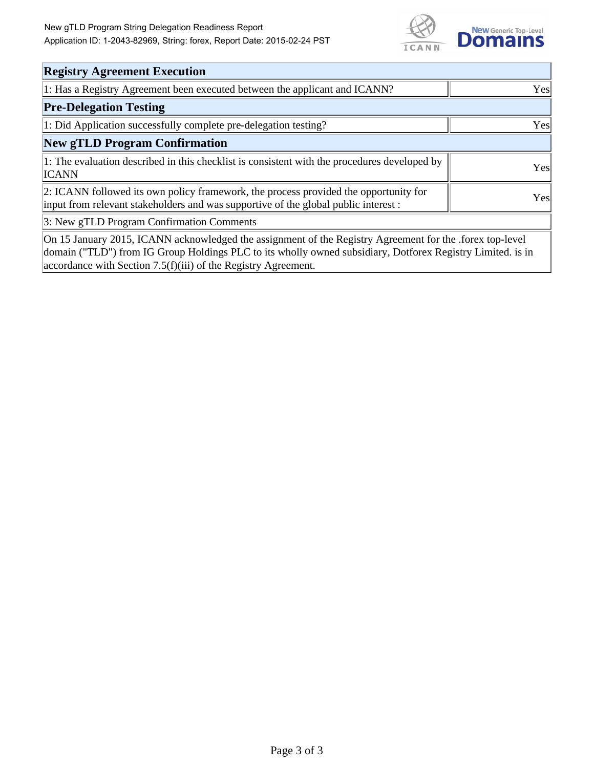## Registry Agreement Execution

| | |
|---|---|
| 1: Has a Registry Agreement been executed between the applicant and ICANN? | Yes |

## Pre-Delegation Testing

| | |
|---|---|
| 1: Did Application successfully complete pre-delegation testing? | Yes |

## New gTLD Program Confirmation

| | |
|---|---|
| 1: The evaluation described in this checklist is consistent with the procedures developed by ICANN | Yes |
| 2: ICANN followed its own policy framework, the process provided the opportunity for input from relevant stakeholders and was supportive of the global public interest : | Yes |

3: New gTLD Program Confirmation Comments

On 15 January 2015, ICANN acknowledged the assignment of the Registry Agreement for the .forex top-level domain ("TLD") from IG Group Holdings PLC to its wholly owned subsidiary, Dotforex Registry Limited. is in accordance with Section 7.5(f)(iii) of the Registry Agreement.